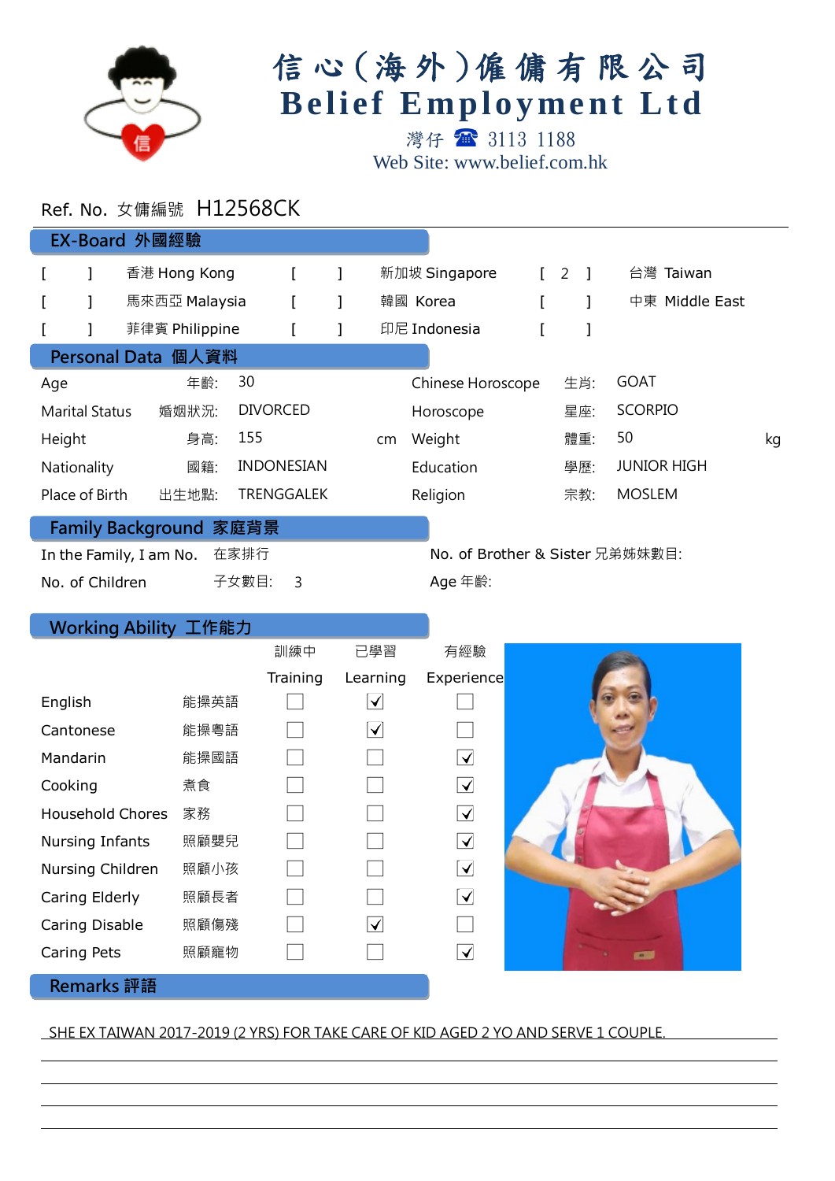# 信心(海外)傭傭有限公司
# Belief Employment Ltd

灣仔 ☎ 3113 1188
Web Site: www.belief.com.hk

Ref. No. 女傭編號 H12568CK

## EX-Board 外國經驗

| | | | | | |
|---|---|---|---|---|---|
| [ ] | 香港 Hong Kong | [ ] | 新加坡 Singapore | [ 2 ] | 台灣 Taiwan |
| [ ] | 馬來西亞 Malaysia | [ ] | 韓國 Korea | [ ] | 中東 Middle East |
| [ ] | 菲律賓 Philippine | [ ] | 印尼 Indonesia | [ ] | |

## Personal Data 個人資料

| | | | | | |
|---|---|---|---|---|---|
| Age | 年齡: | 30 | Chinese Horoscope | 生肖: | GOAT |
| Marital Status | 婚姻狀況: | DIVORCED | Horoscope | 星座: | SCORPIO |
| Height | 身高: | 155 cm | Weight | 體重: | 50 kg |
| Nationality | 國籍: | INDONESIAN | Education | 學歷: | JUNIOR HIGH |
| Place of Birth | 出生地點: | TRENGGALEK | Religion | 宗教: | MOSLEM |

## Family Background 家庭背景

| | | | |
|---|---|---|---|
| In the Family, I am No. | 在家排行 | No. of Brother & Sister 兄弟姊妹數目: | |
| No. of Children | 子女數目: 3 | Age 年齡: | |

## Working Ability 工作能力

| | | 訓練中 Training | 已學習 Learning | 有經驗 Experience |
|---|---|---|---|---|
| English | 能操英語 | ☐ | ☑ | ☐ |
| Cantonese | 能操粵語 | ☐ | ☑ | ☐ |
| Mandarin | 能操國語 | ☐ | ☐ | ☑ |
| Cooking | 煮食 | ☐ | ☐ | ☑ |
| Household Chores | 家務 | ☐ | ☐ | ☑ |
| Nursing Infants | 照顧嬰兒 | ☐ | ☐ | ☑ |
| Nursing Children | 照顧小孩 | ☐ | ☐ | ☑ |
| Caring Elderly | 照顧長者 | ☐ | ☐ | ☑ |
| Caring Disable | 照顧傷殘 | ☐ | ☑ | ☐ |
| Caring Pets | 照顧寵物 | ☐ | ☐ | ☑ |

## Remarks 評語

SHE EX TAIWAN 2017-2019 (2 YRS) FOR TAKE CARE OF KID AGED 2 YO AND SERVE 1 COUPLE.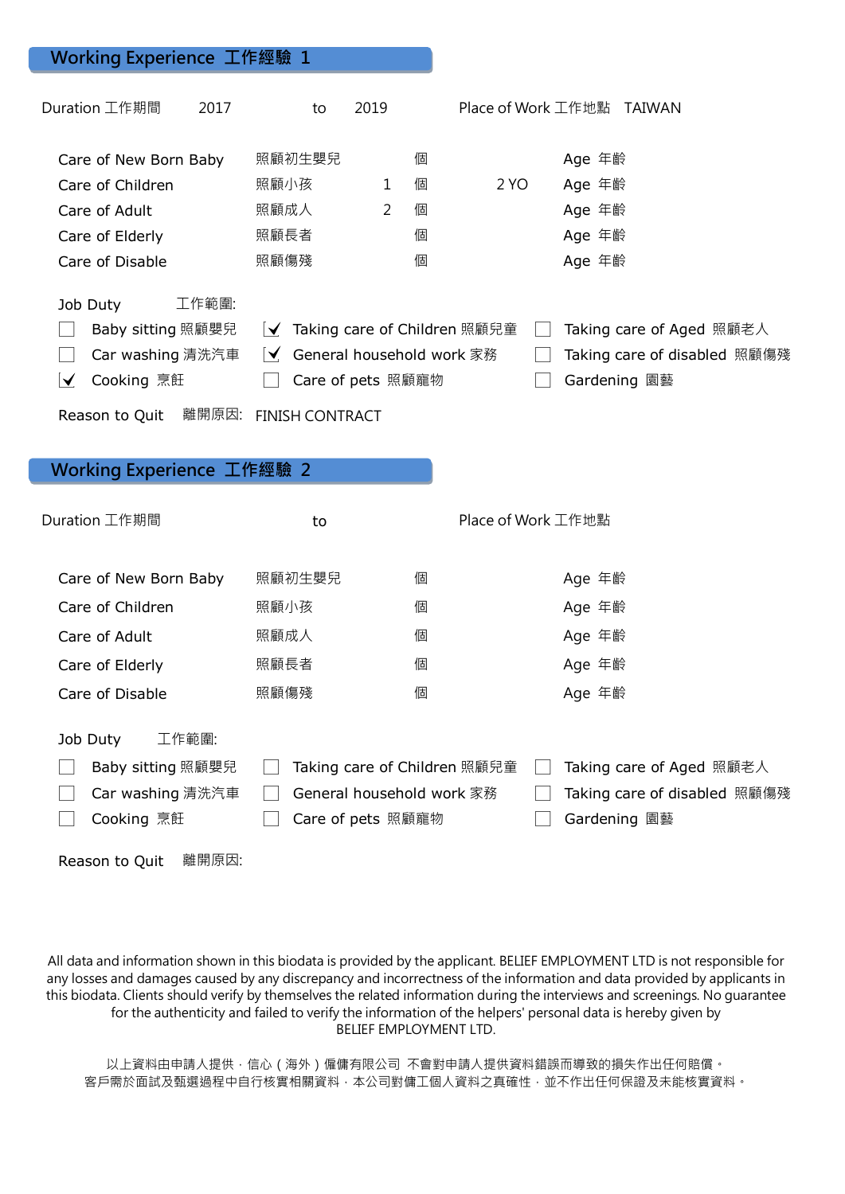## Working Experience 工作經驗 1

Duration 工作期間 2017 to 2019 Place of Work 工作地點 TAIWAN

| | | | | | |
|---|---|---|---|---|---|
| Care of New Born Baby | 照顧初生嬰兒 | | 個 | | Age 年齡 |
| Care of Children | 照顧小孩 | 1 | 個 | 2 YO | Age 年齡 |
| Care of Adult | 照顧成人 | 2 | 個 | | Age 年齡 |
| Care of Elderly | 照顧長者 | | 個 | | Age 年齡 |
| Care of Disable | 照顧傷殘 | | 個 | | Age 年齡 |

Job Duty 工作範圍:

- [ ] Baby sitting 照顧嬰兒
- [x] Taking care of Children 照顧兒童
- [ ] Taking care of Aged 照顧老人
- [ ] Car washing 清洗汽車
- [x] General household work 家務
- [ ] Taking care of disabled 照顧傷殘
- [x] Cooking 烹飪
- [ ] Care of pets 照顧寵物
- [ ] Gardening 園藝

Reason to Quit 離開原因: FINISH CONTRACT

## Working Experience 工作經驗 2

Duration 工作期間 to Place of Work 工作地點

| | | | | | |
|---|---|---|---|---|---|
| Care of New Born Baby | 照顧初生嬰兒 | | 個 | | Age 年齡 |
| Care of Children | 照顧小孩 | | 個 | | Age 年齡 |
| Care of Adult | 照顧成人 | | 個 | | Age 年齡 |
| Care of Elderly | 照顧長者 | | 個 | | Age 年齡 |
| Care of Disable | 照顧傷殘 | | 個 | | Age 年齡 |

Job Duty 工作範圍:

- [ ] Baby sitting 照顧嬰兒
- [ ] Taking care of Children 照顧兒童
- [ ] Taking care of Aged 照顧老人
- [ ] Car washing 清洗汽車
- [ ] General household work 家務
- [ ] Taking care of disabled 照顧傷殘
- [ ] Cooking 烹飪
- [ ] Care of pets 照顧寵物
- [ ] Gardening 園藝

Reason to Quit 離開原因:

All data and information shown in this biodata is provided by the applicant. BELIEF EMPLOYMENT LTD is not responsible for any losses and damages caused by any discrepancy and incorrectness of the information and data provided by applicants in this biodata. Clients should verify by themselves the related information during the interviews and screenings. No guarantee for the authenticity and failed to verify the information of the helpers' personal data is hereby given by BELIEF EMPLOYMENT LTD.

以上資料由申請人提供，信心（海外）僱傭有限公司 不會對申請人提供資料錯誤而導致的損失作出任何賠償。
客戶需於面試及甄選過程中自行核實相關資料，本公司對傭工個人資料之真確性，並不作出任何保證及未能核實資料。